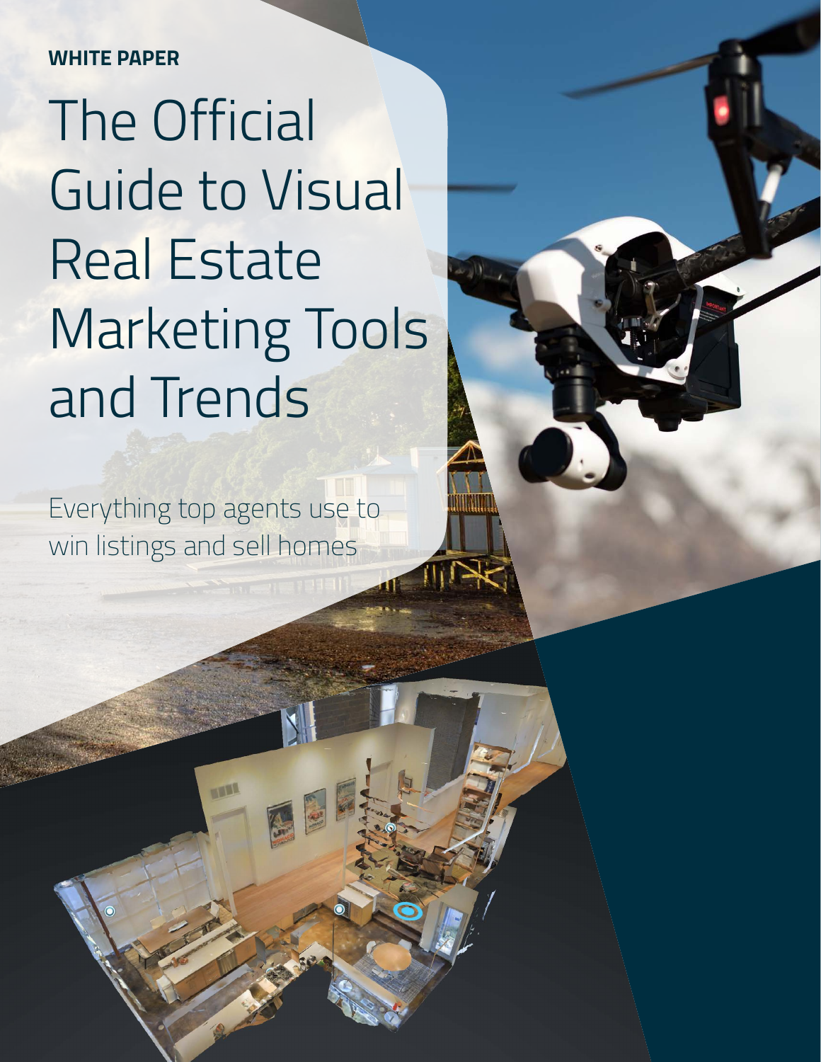**WHITE PAPER**

# The Official Guide to Visual Real Estate Marketing Tools and Trends

Everything top agents use to win listings and sell homes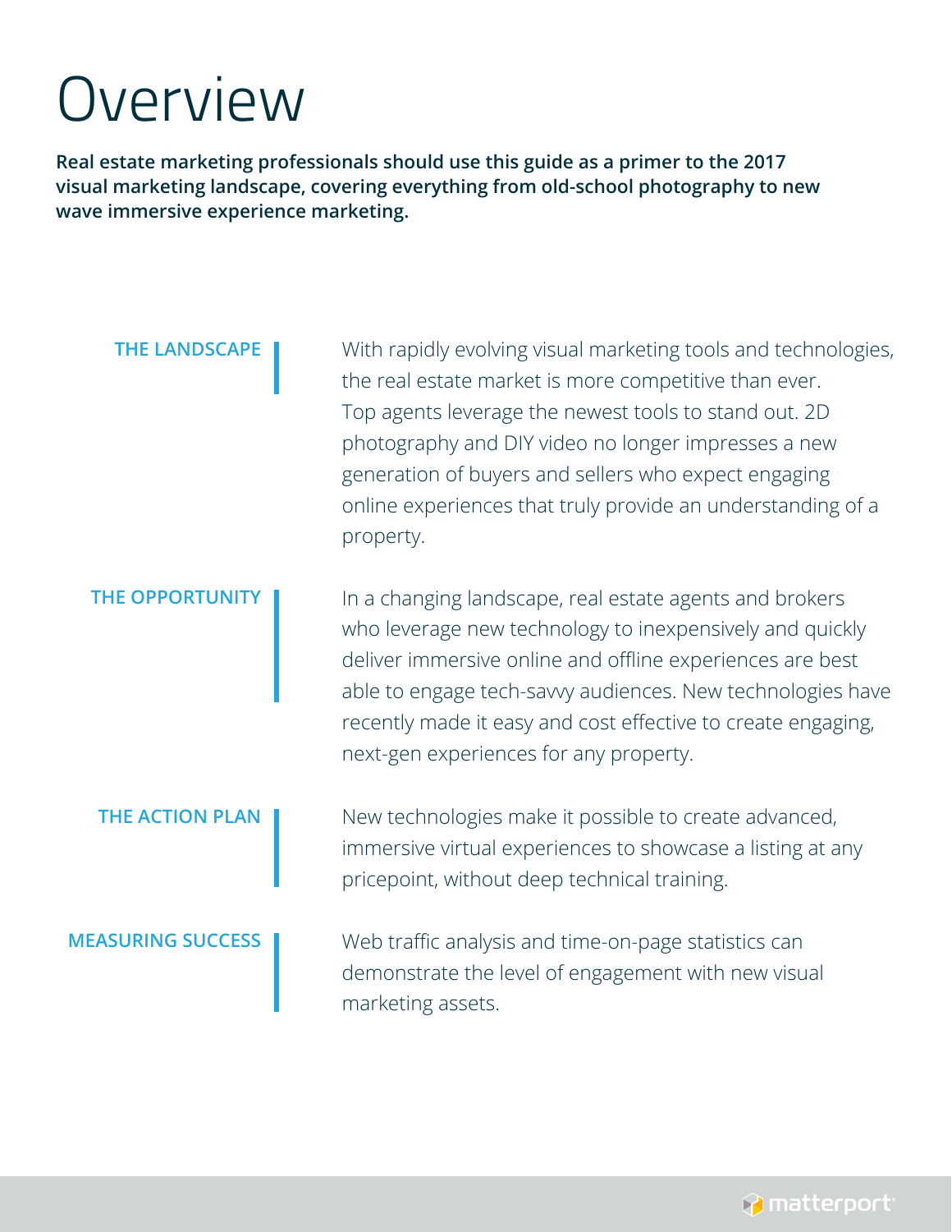# Overview

**Real estate marketing professionals should use this guide as a primer to the 2017 visual marketing landscape, covering everything from old-school photography to new wave immersive experience marketing.**

**THE LANDSCAPE**

With rapidly evolving visual marketing tools and technologies, the real estate market is more competitive than ever. Top agents leverage the newest tools to stand out. 2D photography and DIY video no longer impresses a new generation of buyers and sellers who expect engaging online experiences that truly provide an understanding of a property.

**THE OPPORTUNITY**

In a changing landscape, real estate agents and brokers who leverage new technology to inexpensively and quickly deliver immersive online and offline experiences are best able to engage tech-savvy audiences. New technologies have recently made it easy and cost effective to create engaging, next-gen experiences for any property.

**THE ACTION PLAN**

New technologies make it possible to create advanced, immersive virtual experiences to showcase a listing at any pricepoint, without deep technical training.

**MEASURING SUCCESS**

Web traffic analysis and time-on-page statistics can demonstrate the level of engagement with new visual marketing assets.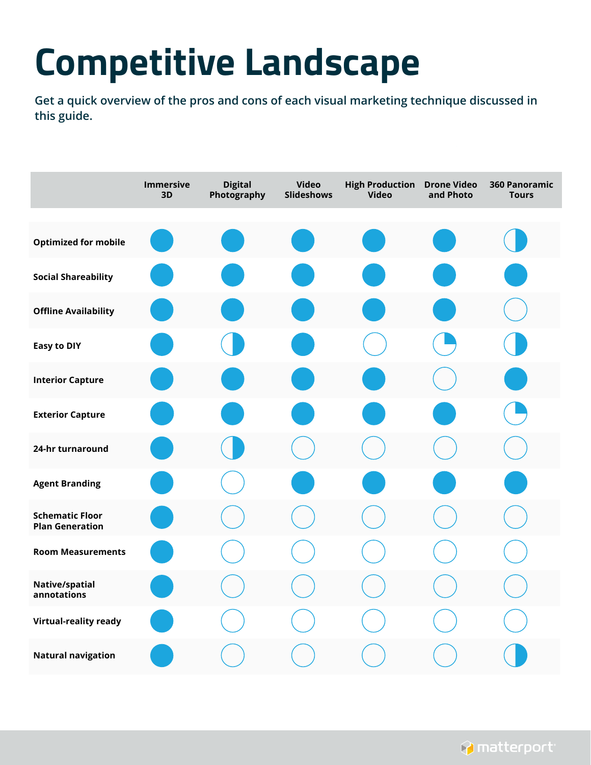# Competitive Landscape

Get a quick overview of the pros and cons of each visual marketing technique discussed in this guide.

| | Immersive 3D | Digital Photography | Video Slideshows | High Production Video | Drone Video and Photo | 360 Panoramic Tours |
|---|---|---|---|---|---|---|
| **Optimized for mobile** | ● | ● | ● | ● | ● | ◐ |
| **Social Shareability** | ● | ● | ● | ● | ● | ● |
| **Offline Availability** | ● | ● | ● | ● | ● | ○ |
| **Easy to DIY** | ● | ◐ | ● | ○ | ◔ | ◐ |
| **Interior Capture** | ● | ● | ● | ● | ○ | ● |
| **Exterior Capture** | ● | ● | ● | ● | ● | ◔ |
| **24-hr turnaround** | ● | ◐ | ○ | ○ | ○ | ○ |
| **Agent Branding** | ● | ○ | ● | ● | ● | ● |
| **Schematic Floor Plan Generation** | ● | ○ | ○ | ○ | ○ | ○ |
| **Room Measurements** | ● | ○ | ○ | ○ | ○ | ○ |
| **Native/spatial annotations** | ● | ○ | ○ | ○ | ○ | ○ |
| **Virtual-reality ready** | ● | ○ | ○ | ○ | ○ | ○ |
| **Natural navigation** | ● | ○ | ○ | ○ | ○ | ◐ |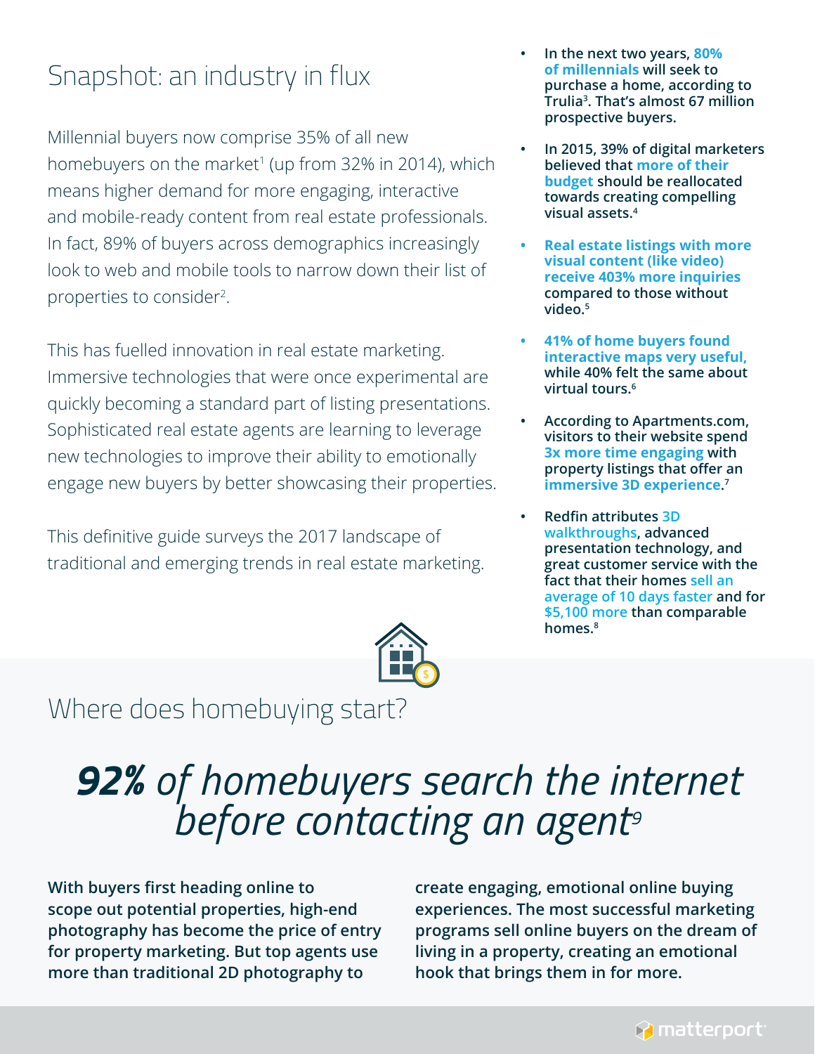## Snapshot: an industry in flux

Millennial buyers now comprise 35% of all new homebuyers on the market[1] (up from 32% in 2014), which means higher demand for more engaging, interactive and mobile-ready content from real estate professionals. In fact, 89% of buyers across demographics increasingly look to web and mobile tools to narrow down their list of properties to consider[2].

This has fuelled innovation in real estate marketing. Immersive technologies that were once experimental are quickly becoming a standard part of listing presentations. Sophisticated real estate agents are learning to leverage new technologies to improve their ability to emotionally engage new buyers by better showcasing their properties.

This definitive guide surveys the 2017 landscape of traditional and emerging trends in real estate marketing.

- **In the next two years, 80% of millennials will seek to purchase a home, according to Trulia[3]. That's almost 67 million prospective buyers.**
- **In 2015, 39% of digital marketers believed that more of their budget should be reallocated towards creating compelling visual assets.[4]**
- **Real estate listings with more visual content (like video) receive 403% more inquiries compared to those without video.[5]**
- **41% of home buyers found interactive maps very useful, while 40% felt the same about virtual tours.[6]**
- **According to Apartments.com, visitors to their website spend 3x more time engaging with property listings that offer an immersive 3D experience.[7]**
- **Redfin attributes 3D walkthroughs, advanced presentation technology, and great customer service with the fact that their homes sell an average of 10 days faster and for $5,100 more than comparable homes.[8]**

## Where does homebuying start?

# ***92%*** *of homebuyers search the internet before contacting an agent[9]*

**With buyers first heading online to scope out potential properties, high-end photography has become the price of entry for property marketing. But top agents use more than traditional 2D photography to create engaging, emotional online buying experiences. The most successful marketing programs sell online buyers on the dream of living in a property, creating an emotional hook that brings them in for more.**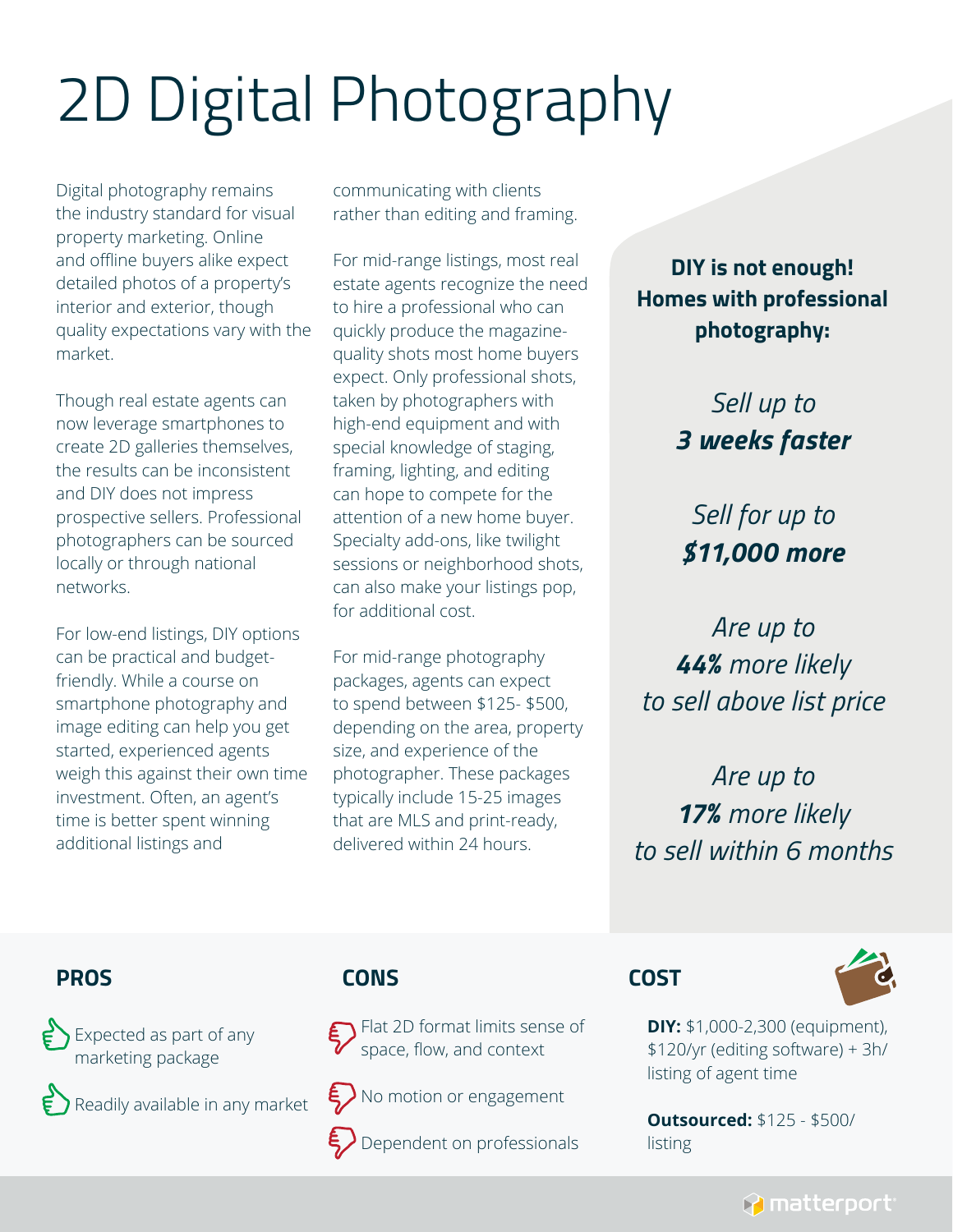# 2D Digital Photography

Digital photography remains the industry standard for visual property marketing. Online and offline buyers alike expect detailed photos of a property's interior and exterior, though quality expectations vary with the market.

Though real estate agents can now leverage smartphones to create 2D galleries themselves, the results can be inconsistent and DIY does not impress prospective sellers. Professional photographers can be sourced locally or through national networks.

For low-end listings, DIY options can be practical and budget-friendly. While a course on smartphone photography and image editing can help you get started, experienced agents weigh this against their own time investment. Often, an agent's time is better spent winning additional listings and communicating with clients rather than editing and framing.

For mid-range listings, most real estate agents recognize the need to hire a professional who can quickly produce the magazine-quality shots most home buyers expect. Only professional shots, taken by photographers with high-end equipment and with special knowledge of staging, framing, lighting, and editing can hope to compete for the attention of a new home buyer. Specialty add-ons, like twilight sessions or neighborhood shots, can also make your listings pop, for additional cost.

For mid-range photography packages, agents can expect to spend between $125- $500, depending on the area, property size, and experience of the photographer. These packages typically include 15-25 images that are MLS and print-ready, delivered within 24 hours.

**DIY is not enough! Homes with professional photography:**

*Sell up to* ***3 weeks faster***

*Sell for up to* ***$11,000 more***

*Are up to* ***44%*** *more likely to sell above list price*

*Are up to* ***17%*** *more likely to sell within 6 months*

## PROS

- Expected as part of any marketing package
- Readily available in any market

## CONS

- Flat 2D format limits sense of space, flow, and context
- No motion or engagement
- Dependent on professionals

## COST

**DIY:** $1,000-2,300 (equipment), $120/yr (editing software) + 3h/listing of agent time

**Outsourced:** $125 - $500/listing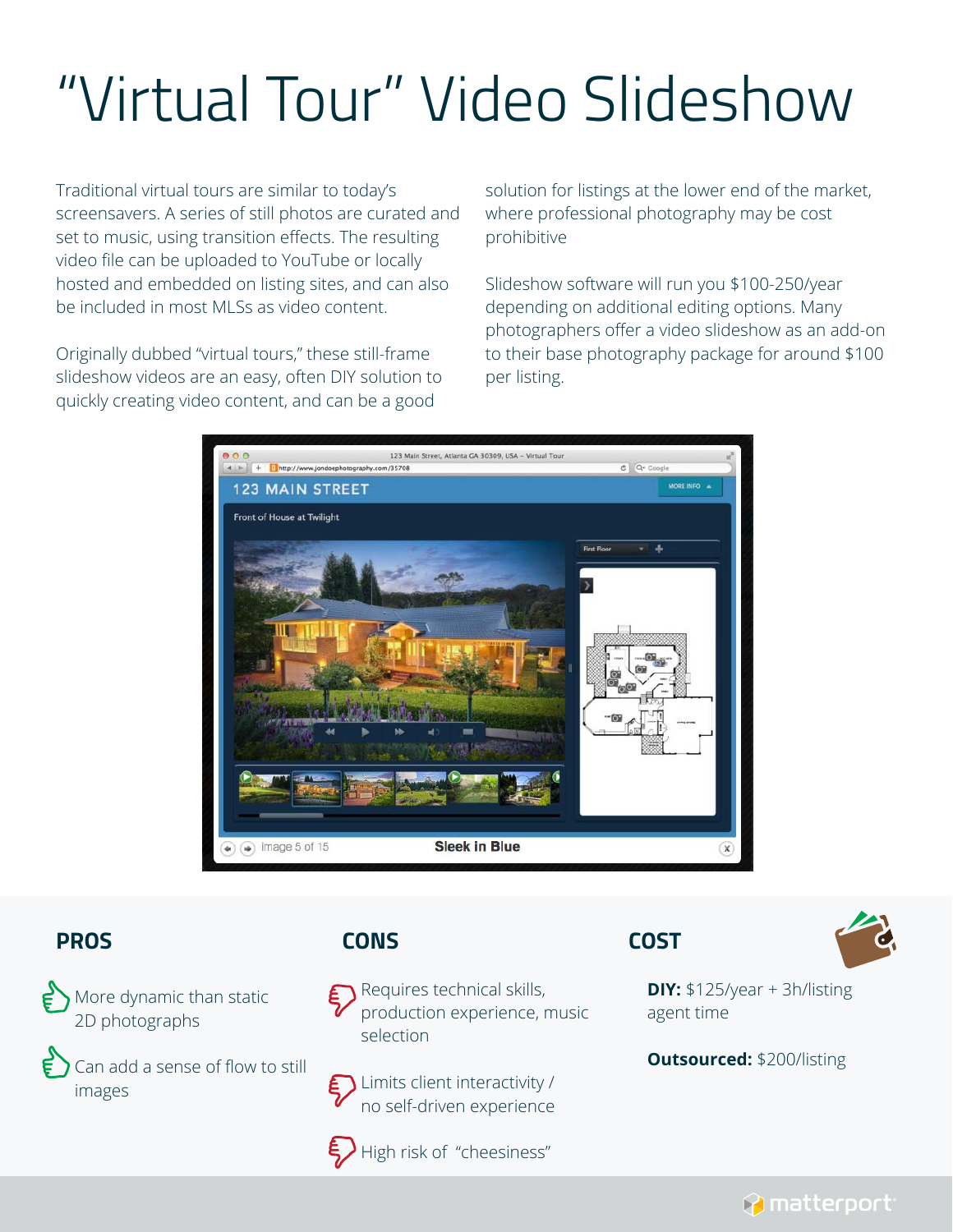# "Virtual Tour" Video Slideshow

Traditional virtual tours are similar to today's screensavers. A series of still photos are curated and set to music, using transition effects. The resulting video file can be uploaded to YouTube or locally hosted and embedded on listing sites, and can also be included in most MLSs as video content.

Originally dubbed "virtual tours," these still-frame slideshow videos are an easy, often DIY solution to quickly creating video content, and can be a good solution for listings at the lower end of the market, where professional photography may be cost prohibitive

Slideshow software will run you $100-250/year depending on additional editing options. Many photographers offer a video slideshow as an add-on to their base photography package for around $100 per listing.

## PROS

- More dynamic than static 2D photographs
- Can add a sense of flow to still images

## CONS

- Requires technical skills, production experience, music selection
- Limits client interactivity / no self-driven experience
- High risk of "cheesiness"

## COST

**DIY:** $125/year + 3h/listing agent time

**Outsourced:** $200/listing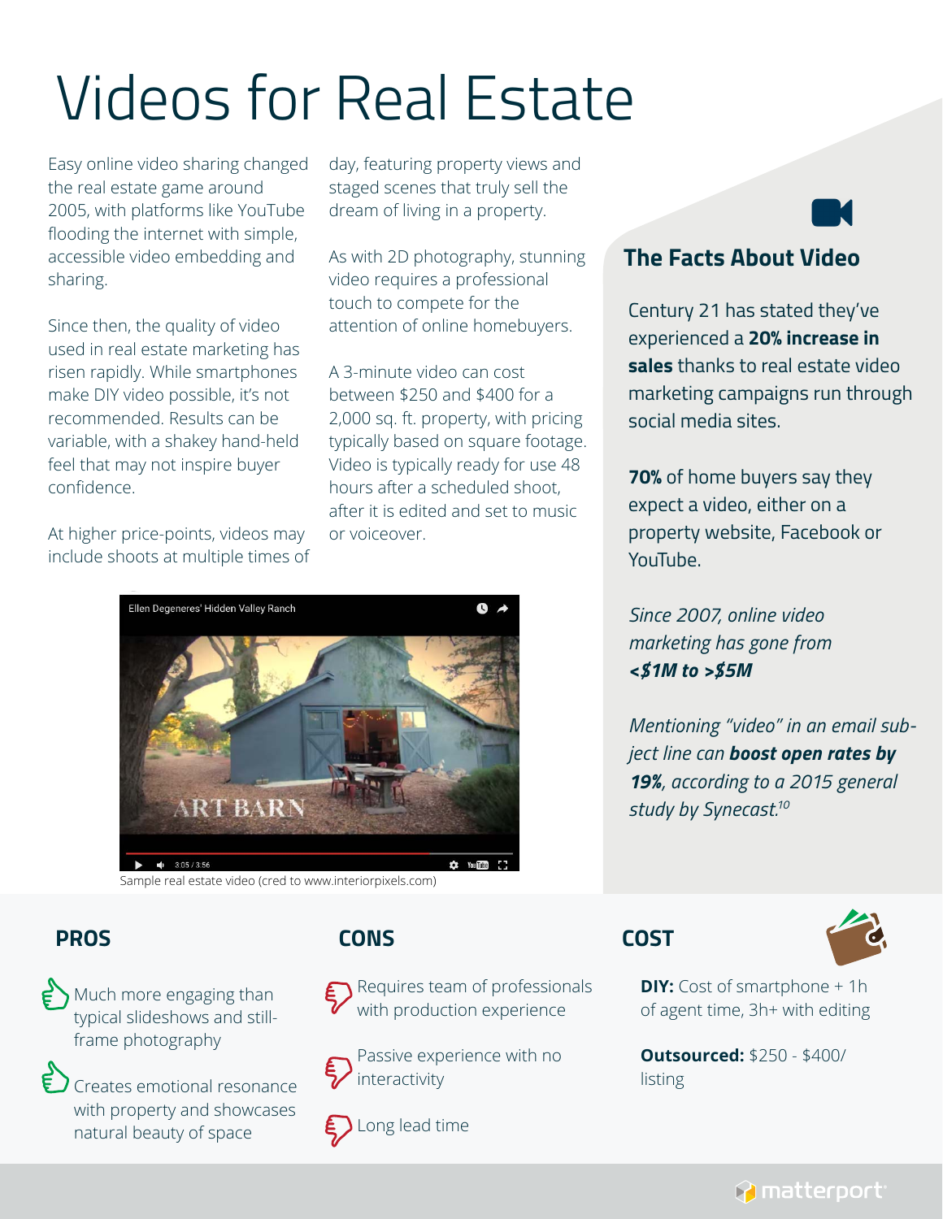# Videos for Real Estate

Easy online video sharing changed the real estate game around 2005, with platforms like YouTube flooding the internet with simple, accessible video embedding and sharing.

Since then, the quality of video used in real estate marketing has risen rapidly. While smartphones make DIY video possible, it's not recommended. Results can be variable, with a shakey hand-held feel that may not inspire buyer confidence.

At higher price-points, videos may include shoots at multiple times of day, featuring property views and staged scenes that truly sell the dream of living in a property.

As with 2D photography, stunning video requires a professional touch to compete for the attention of online homebuyers.

A 3-minute video can cost between $250 and $400 for a 2,000 sq. ft. property, with pricing typically based on square footage. Video is typically ready for use 48 hours after a scheduled shoot, after it is edited and set to music or voiceover.

Sample real estate video (cred to www.interiorpixels.com)

## The Facts About Video

Century 21 has stated they've experienced a **20% increase in sales** thanks to real estate video marketing campaigns run through social media sites.

**70%** of home buyers say they expect a video, either on a property website, Facebook or YouTube.

*Since 2007, online video marketing has gone from* ***<$1M to >$5M***

*Mentioning "video" in an email subject line can* ***boost open rates by 19%****, according to a 2015 general study by Synecast.*[10]

## PROS

- Much more engaging than typical slideshows and still-frame photography
- Creates emotional resonance with property and showcases natural beauty of space

## CONS

- Requires team of professionals with production experience
- Passive experience with no interactivity
- Long lead time

## COST

**DIY:** Cost of smartphone + 1h of agent time, 3h+ with editing

**Outsourced:** $250 - $400/ listing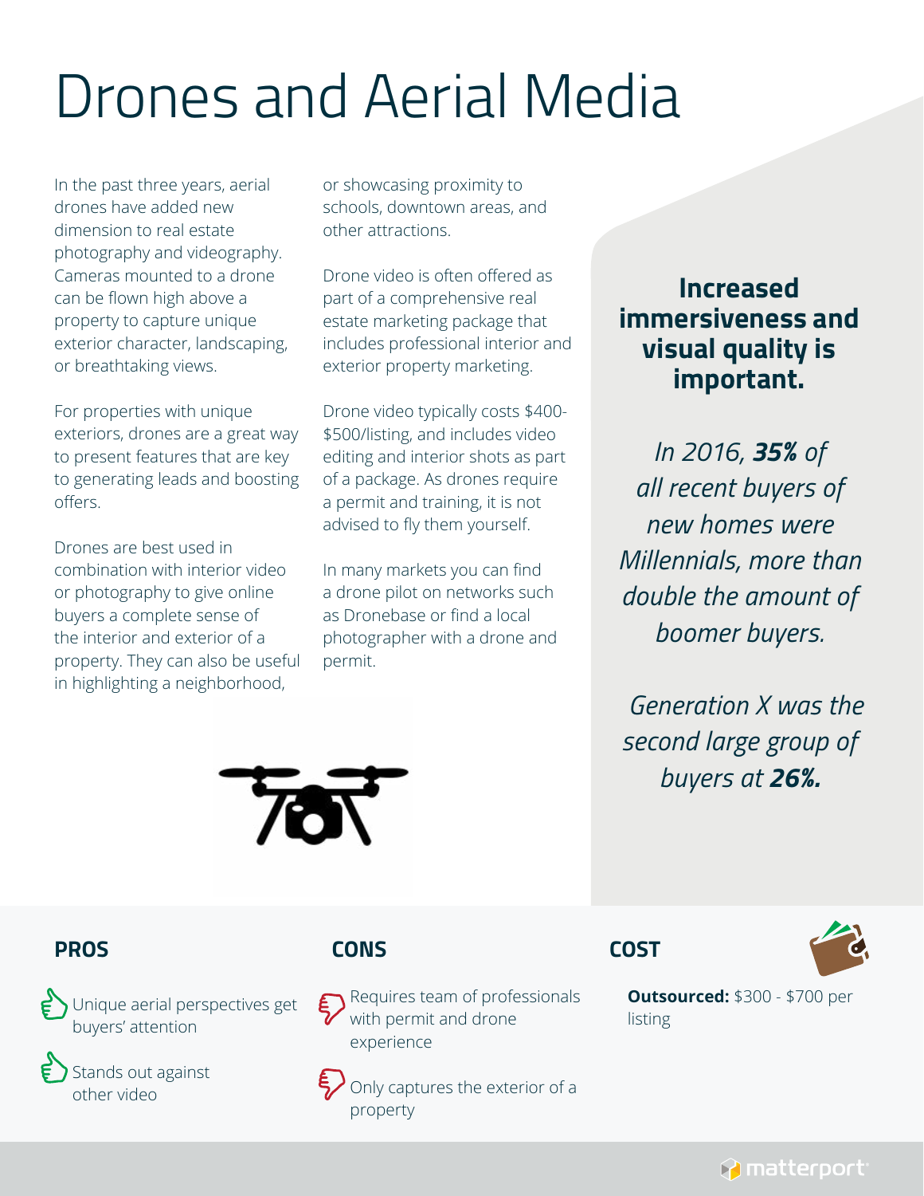# Drones and Aerial Media

In the past three years, aerial drones have added new dimension to real estate photography and videography. Cameras mounted to a drone can be flown high above a property to capture unique exterior character, landscaping, or breathtaking views.

For properties with unique exteriors, drones are a great way to present features that are key to generating leads and boosting offers.

Drones are best used in combination with interior video or photography to give online buyers a complete sense of the interior and exterior of a property. They can also be useful in highlighting a neighborhood, or showcasing proximity to schools, downtown areas, and other attractions.

Drone video is often offered as part of a comprehensive real estate marketing package that includes professional interior and exterior property marketing.

Drone video typically costs $400-$500/listing, and includes video editing and interior shots as part of a package. As drones require a permit and training, it is not advised to fly them yourself.

In many markets you can find a drone pilot on networks such as Dronebase or find a local photographer with a drone and permit.

**Increased immersiveness and visual quality is important.**

*In 2016, **35%** of all recent buyers of new homes were Millennials, more than double the amount of boomer buyers.*

*Generation X was the second large group of buyers at **26%.***

### PROS

- Unique aerial perspectives get buyers' attention
- Stands out against other video

### CONS

- Requires team of professionals with permit and drone experience
- Only captures the exterior of a property

### COST

**Outsourced:** $300 - $700 per listing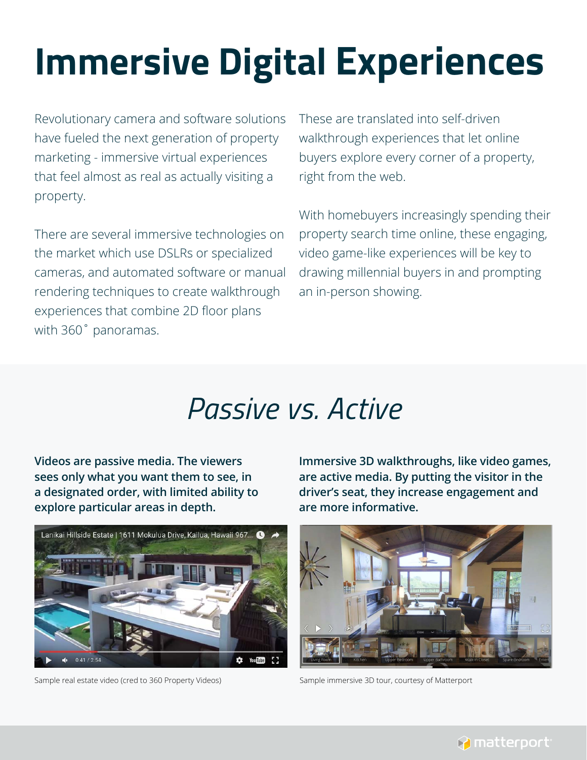# Immersive Digital Experiences

Revolutionary camera and software solutions have fueled the next generation of property marketing - immersive virtual experiences that feel almost as real as actually visiting a property.

There are several immersive technologies on the market which use DSLRs or specialized cameras, and automated software or manual rendering techniques to create walkthrough experiences that combine 2D floor plans with 360˚ panoramas.

These are translated into self-driven walkthrough experiences that let online buyers explore every corner of a property, right from the web.

With homebuyers increasingly spending their property search time online, these engaging, video game-like experiences will be key to drawing millennial buyers in and prompting an in-person showing.

## *Passive vs. Active*

**Videos are passive media. The viewers sees only what you want them to see, in a designated order, with limited ability to explore particular areas in depth.**

Sample real estate video (cred to 360 Property Videos)

**Immersive 3D walkthroughs, like video games, are active media. By putting the visitor in the driver's seat, they increase engagement and are more informative.**

Sample immersive 3D tour, courtesy of Matterport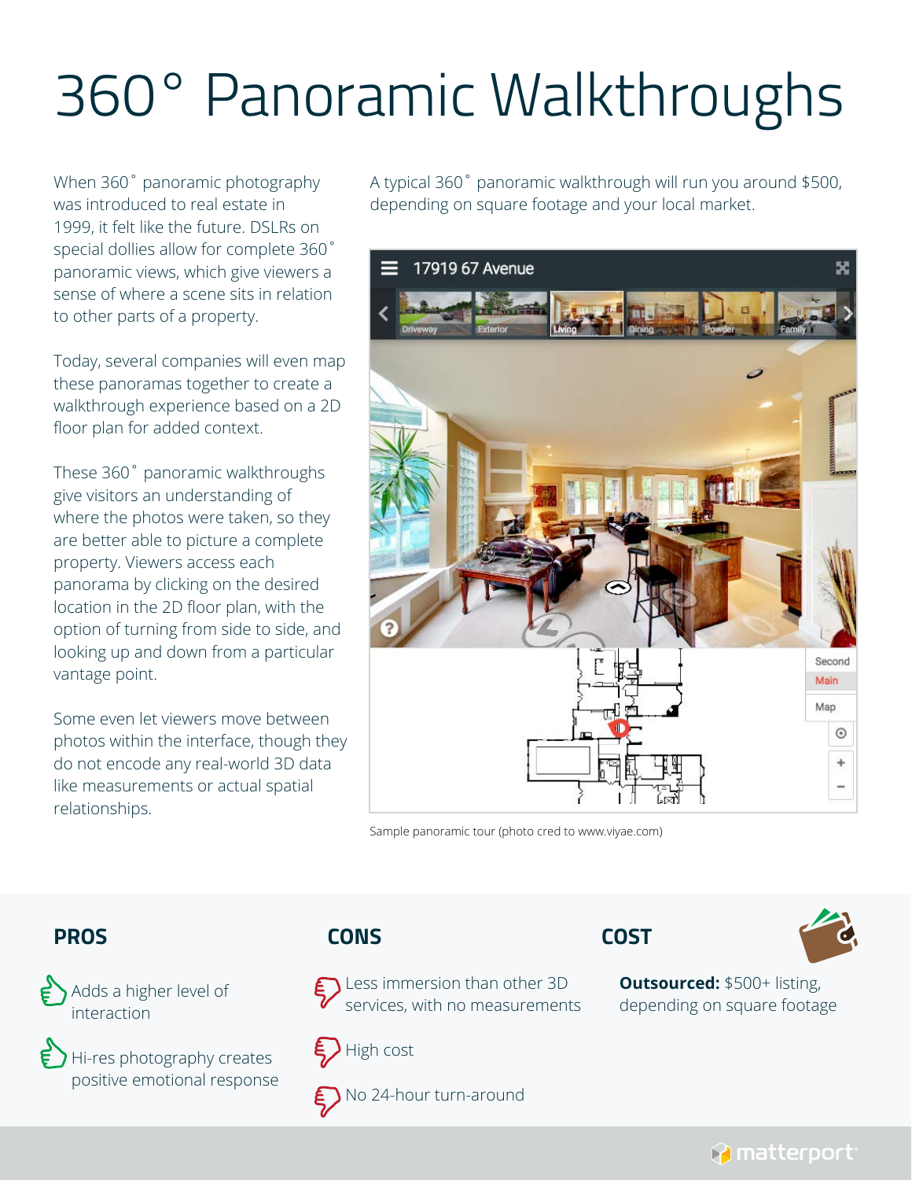# 360˚ Panoramic Walkthroughs

When 360˚ panoramic photography was introduced to real estate in 1999, it felt like the future. DSLRs on special dollies allow for complete 360˚ panoramic views, which give viewers a sense of where a scene sits in relation to other parts of a property.

Today, several companies will even map these panoramas together to create a walkthrough experience based on a 2D floor plan for added context.

These 360˚ panoramic walkthroughs give visitors an understanding of where the photos were taken, so they are better able to picture a complete property. Viewers access each panorama by clicking on the desired location in the 2D floor plan, with the option of turning from side to side, and looking up and down from a particular vantage point.

Some even let viewers move between photos within the interface, though they do not encode any real-world 3D data like measurements or actual spatial relationships.

A typical 360˚ panoramic walkthrough will run you around $500, depending on square footage and your local market.

Sample panoramic tour (photo cred to www.viyae.com)

## PROS

- Adds a higher level of interaction
- Hi-res photography creates positive emotional response

## CONS

- Less immersion than other 3D services, with no measurements
- High cost
- No 24-hour turn-around

## COST

**Outsourced:** $500+ listing, depending on square footage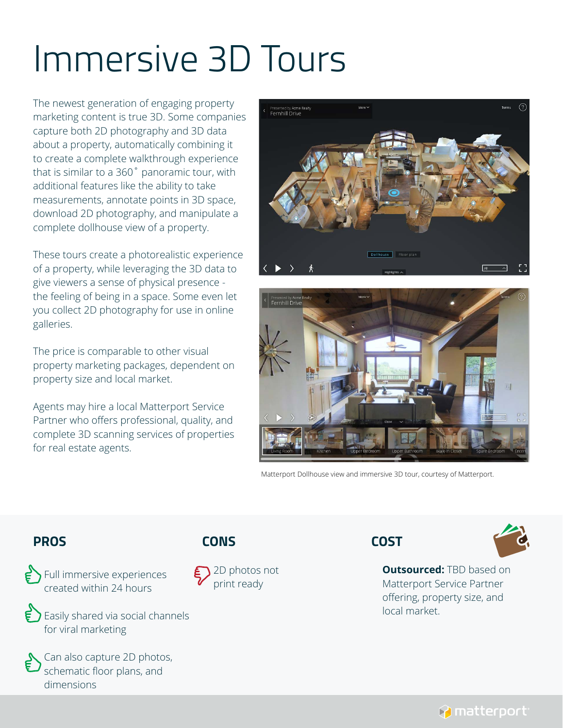# Immersive 3D Tours

The newest generation of engaging property marketing content is true 3D. Some companies capture both 2D photography and 3D data about a property, automatically combining it to create a complete walkthrough experience that is similar to a 360˚ panoramic tour, with additional features like the ability to take measurements, annotate points in 3D space, download 2D photography, and manipulate a complete dollhouse view of a property.

These tours create a photorealistic experience of a property, while leveraging the 3D data to give viewers a sense of physical presence - the feeling of being in a space. Some even let you collect 2D photography for use in online galleries.

The price is comparable to other visual property marketing packages, dependent on property size and local market.

Agents may hire a local Matterport Service Partner who offers professional, quality, and complete 3D scanning services of properties for real estate agents.

Matterport Dollhouse view and immersive 3D tour, courtesy of Matterport.

## PROS

- Full immersive experiences created within 24 hours
- Easily shared via social channels for viral marketing
- Can also capture 2D photos, schematic floor plans, and dimensions

## CONS

- 2D photos not print ready

## COST

**Outsourced:** TBD based on Matterport Service Partner offering, property size, and local market.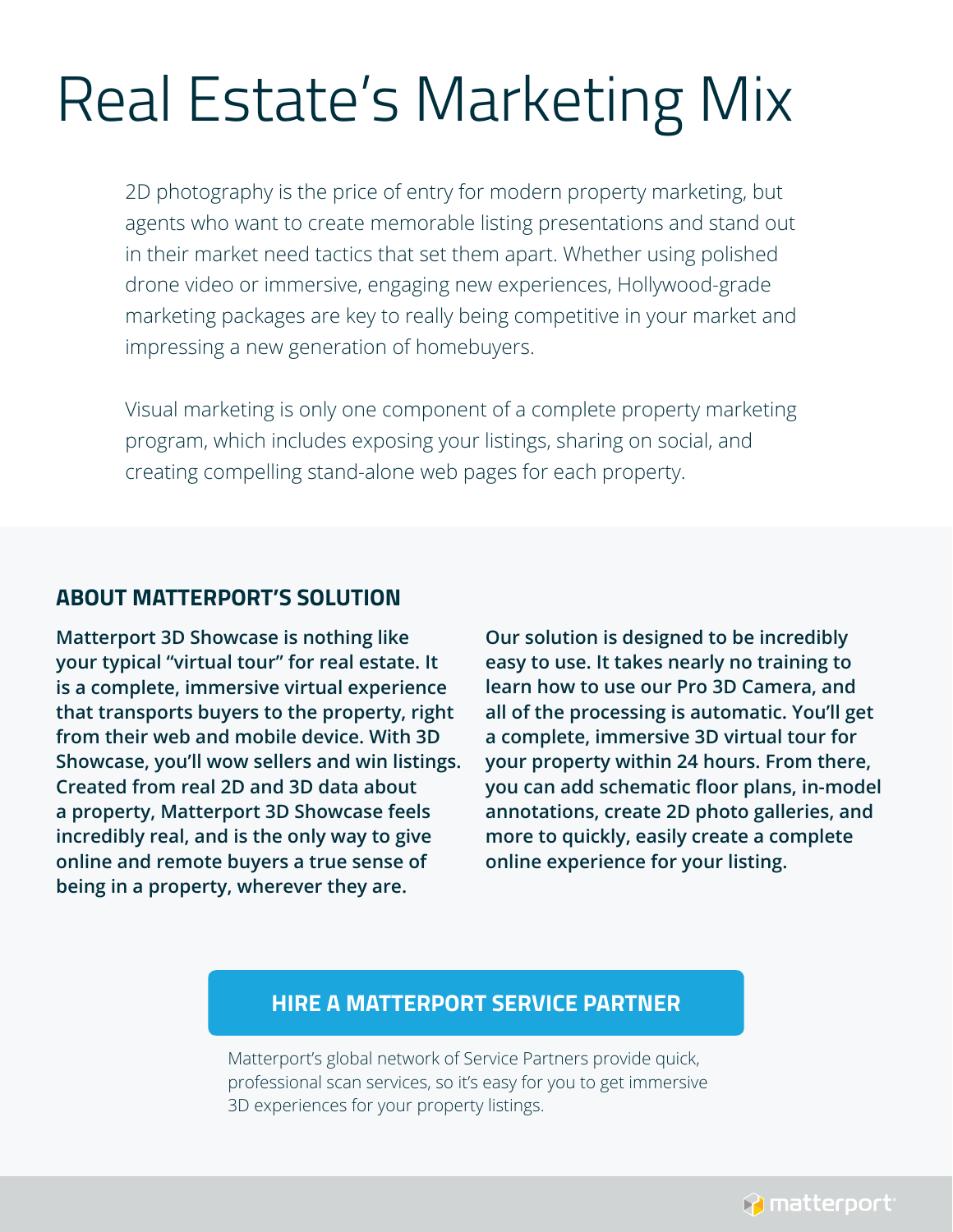# Real Estate's Marketing Mix

2D photography is the price of entry for modern property marketing, but agents who want to create memorable listing presentations and stand out in their market need tactics that set them apart. Whether using polished drone video or immersive, engaging new experiences, Hollywood-grade marketing packages are key to really being competitive in your market and impressing a new generation of homebuyers.

Visual marketing is only one component of a complete property marketing program, which includes exposing your listings, sharing on social, and creating compelling stand-alone web pages for each property.

## ABOUT MATTERPORT'S SOLUTION

**Matterport 3D Showcase is nothing like your typical "virtual tour" for real estate. It is a complete, immersive virtual experience that transports buyers to the property, right from their web and mobile device. With 3D Showcase, you'll wow sellers and win listings. Created from real 2D and 3D data about a property, Matterport 3D Showcase feels incredibly real, and is the only way to give online and remote buyers a true sense of being in a property, wherever they are.**

**Our solution is designed to be incredibly easy to use. It takes nearly no training to learn how to use our Pro 3D Camera, and all of the processing is automatic. You'll get a complete, immersive 3D virtual tour for your property within 24 hours. From there, you can add schematic floor plans, in-model annotations, create 2D photo galleries, and more to quickly, easily create a complete online experience for your listing.**

**HIRE A MATTERPORT SERVICE PARTNER**

Matterport's global network of Service Partners provide quick, professional scan services, so it's easy for you to get immersive 3D experiences for your property listings.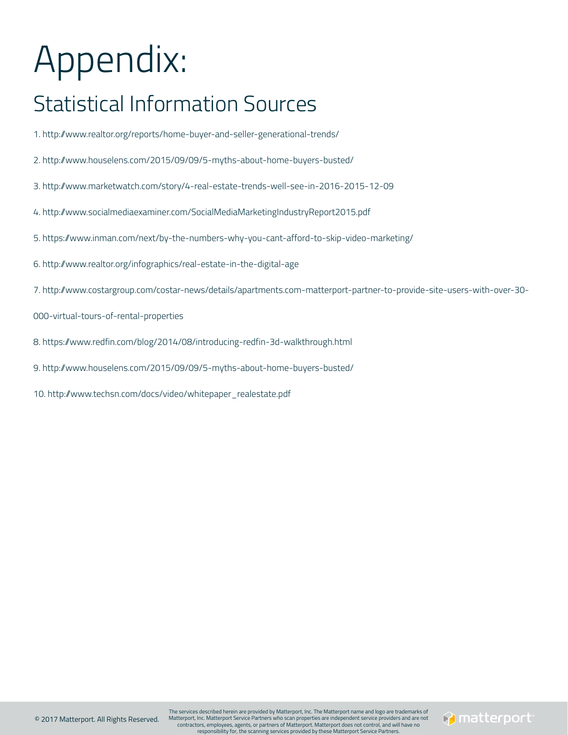# Appendix:

## Statistical Information Sources

1. http://www.realtor.org/reports/home-buyer-and-seller-generational-trends/

2. http://www.houselens.com/2015/09/09/5-myths-about-home-buyers-busted/

3. http://www.marketwatch.com/story/4-real-estate-trends-well-see-in-2016-2015-12-09

4. http://www.socialmediaexaminer.com/SocialMediaMarketingIndustryReport2015.pdf

5. https://www.inman.com/next/by-the-numbers-why-you-cant-afford-to-skip-video-marketing/

6. http://www.realtor.org/infographics/real-estate-in-the-digital-age

7. http://www.costargroup.com/costar-news/details/apartments.com-matterport-partner-to-provide-site-users-with-over-30-000-virtual-tours-of-rental-properties

8. https://www.redfin.com/blog/2014/08/introducing-redfin-3d-walkthrough.html

9. http://www.houselens.com/2015/09/09/5-myths-about-home-buyers-busted/

10. http://www.techsn.com/docs/video/whitepaper_realestate.pdf

© 2017 Matterport. All Rights Reserved.

The services described herein are provided by Matterport, Inc. The Matterport name and logo are trademarks of Matterport, Inc. Matterport Service Partners who scan properties are independent service providers and are not contractors, employees, agents, or partners of Matterport. Matterport does not control, and will have no responsibility for, the scanning services provided by these Matterport Service Partners.